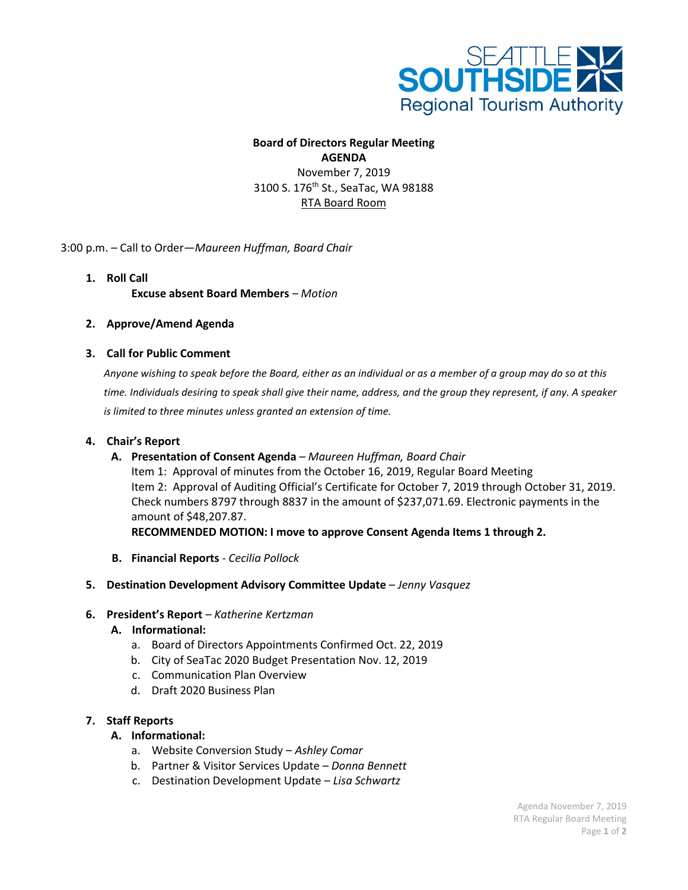SEATTLE SOUTHSIDE Regional Tourism Authority

**Board of Directors Regular Meeting**
**AGENDA**
November 7, 2019
3100 S. 176th St., SeaTac, WA 98188
RTA Board Room

3:00 p.m. – Call to Order—*Maureen Huffman, Board Chair*

1. **Roll Call**
   **Excuse absent Board Members** – *Motion*

2. **Approve/Amend Agenda**

3. **Call for Public Comment**

   *Anyone wishing to speak before the Board, either as an individual or as a member of a group may do so at this time. Individuals desiring to speak shall give their name, address, and the group they represent, if any. A speaker is limited to three minutes unless granted an extension of time.*

4. **Chair's Report**
   - **A. Presentation of Consent Agenda** – *Maureen Huffman, Board Chair*
     Item 1: Approval of minutes from the October 16, 2019, Regular Board Meeting
     Item 2: Approval of Auditing Official's Certificate for October 7, 2019 through October 31, 2019. Check numbers 8797 through 8837 in the amount of $237,071.69. Electronic payments in the amount of $48,207.87.
     **RECOMMENDED MOTION: I move to approve Consent Agenda Items 1 through 2.**
   - **B. Financial Reports** - *Cecilia Pollock*

5. **Destination Development Advisory Committee Update** – *Jenny Vasquez*

6. **President's Report** – *Katherine Kertzman*
   - **A. Informational:**
     - a. Board of Directors Appointments Confirmed Oct. 22, 2019
     - b. City of SeaTac 2020 Budget Presentation Nov. 12, 2019
     - c. Communication Plan Overview
     - d. Draft 2020 Business Plan

7. **Staff Reports**
   - **A. Informational:**
     - a. Website Conversion Study – *Ashley Comar*
     - b. Partner & Visitor Services Update – *Donna Bennett*
     - c. Destination Development Update – *Lisa Schwartz*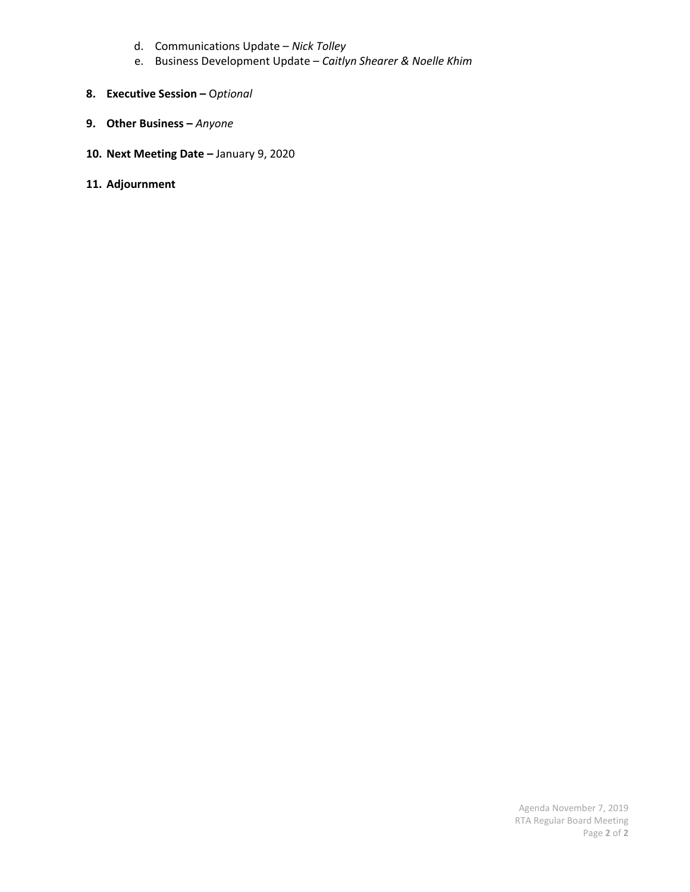d. Communications Update – *Nick Tolley*
   e. Business Development Update – *Caitlyn Shearer & Noelle Khim*

8. **Executive Session –** O*ptional*

9. **Other Business –** *Anyone*

10. **Next Meeting Date –** January 9, 2020

11. **Adjournment**